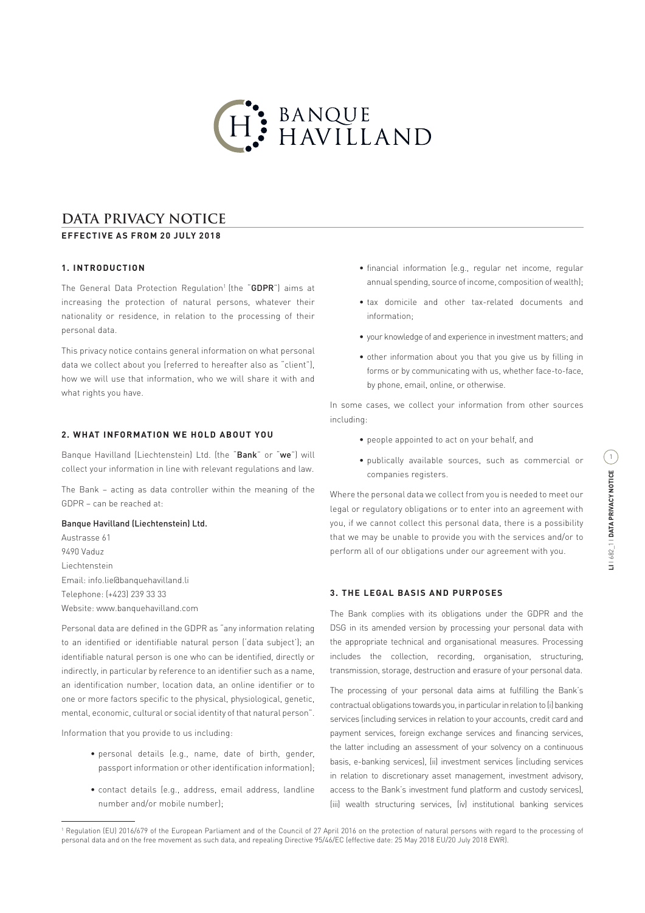# DATA PRIVACY NOTICE

**EFFECTIVE AS FROM 20 JULY 2018**

## 1. INTRODUCTION

The General Data Protection Regulation[1] (the "**GDPR**") aims at increasing the protection of natural persons, whatever their nationality or residence, in relation to the processing of their personal data.

This privacy notice contains general information on what personal data we collect about you (referred to hereafter also as "client"), how we will use that information, who we will share it with and what rights you have.

## 2. WHAT INFORMATION WE HOLD ABOUT YOU

Banque Havilland (Liechtenstein) Ltd. (the "**Bank**" or "**we**") will collect your information in line with relevant regulations and law.

The Bank – acting as data controller within the meaning of the GDPR – can be reached at:

**Banque Havilland (Liechtenstein) Ltd.**
Austrasse 61
9490 Vaduz
Liechtenstein
Email: info.lie@banquehavilland.li
Telephone: (+423) 239 33 33
Website: www.banquehavilland.com

Personal data are defined in the GDPR as "any information relating to an identified or identifiable natural person ('data subject'); an identifiable natural person is one who can be identified, directly or indirectly, in particular by reference to an identifier such as a name, an identification number, location data, an online identifier or to one or more factors specific to the physical, physiological, genetic, mental, economic, cultural or social identity of that natural person".

Information that you provide to us including:

- personal details (e.g., name, date of birth, gender, passport information or other identification information);
- contact details (e.g., address, email address, landline number and/or mobile number);
- financial information (e.g., regular net income, regular annual spending, source of income, composition of wealth);
- tax domicile and other tax-related documents and information;
- your knowledge of and experience in investment matters; and
- other information about you that you give us by filling in forms or by communicating with us, whether face-to-face, by phone, email, online, or otherwise.

In some cases, we collect your information from other sources including:

- people appointed to act on your behalf, and
- publically available sources, such as commercial or companies registers.

Where the personal data we collect from you is needed to meet our legal or regulatory obligations or to enter into an agreement with you, if we cannot collect this personal data, there is a possibility that we may be unable to provide you with the services and/or to perform all of our obligations under our agreement with you.

## 3. THE LEGAL BASIS AND PURPOSES

The Bank complies with its obligations under the GDPR and the DSG in its amended version by processing your personal data with the appropriate technical and organisational measures. Processing includes the collection, recording, organisation, structuring, transmission, storage, destruction and erasure of your personal data.

The processing of your personal data aims at fulfilling the Bank's contractual obligations towards you, in particular in relation to (i) banking services (including services in relation to your accounts, credit card and payment services, foreign exchange services and financing services, the latter including an assessment of your solvency on a continuous basis, e-banking services), (ii) investment services (including services in relation to discretionary asset management, investment advisory, access to the Bank's investment fund platform and custody services), (iii) wealth structuring services, (iv) institutional banking services

[1] Regulation (EU) 2016/679 of the European Parliament and of the Council of 27 April 2016 on the protection of natural persons with regard to the processing of personal data and on the free movement as such data, and repealing Directive 95/46/EC (effective date: 25 May 2018 EU/20 July 2018 EWR).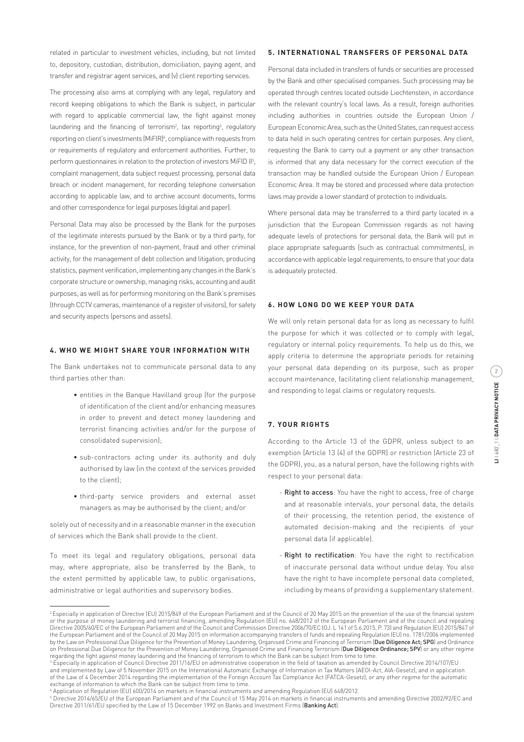related in particular to investment vehicles, including, but not limited to, depository, custodian, distribution, domiciliation, paying agent, and transfer and registrar agent services, and (v) client reporting services.

The processing also aims at complying with any legal, regulatory and record keeping obligations to which the Bank is subject, in particular with regard to applicable commercial law, the fight against money laundering and the financing of terrorism[2], tax reporting[3], regulatory reporting on client's investments (MiFIR)[4], compliance with requests from or requirements of regulatory and enforcement authorities. Further, to perform questionnaires in relation to the protection of investors MiFID II[5], complaint management, data subject request processing, personal data breach or incident management, for recording telephone conversation according to applicable law, and to archive account documents, forms and other correspondence for legal purposes (digital and paper).

Personal Data may also be processed by the Bank for the purposes of the legitimate interests pursued by the Bank or by a third party, for instance, for the prevention of non-payment, fraud and other criminal activity, for the management of debt collection and litigation, producing statistics, payment verification, implementing any changes in the Bank's corporate structure or ownership, managing risks, accounting and audit purposes, as well as for performing monitoring on the Bank's premises (through CCTV cameras, maintenance of a register of visitors), for safety and security aspects (persons and assets).

## 4. WHO WE MIGHT SHARE YOUR INFORMATION WITH

The Bank undertakes not to communicate personal data to any third parties other than:

- entities in the Banque Havilland group (for the purpose of identification of the client and/or enhancing measures in order to prevent and detect money laundering and terrorist financing activities and/or for the purpose of consolidated supervision);
- sub-contractors acting under its authority and duly authorised by law (in the context of the services provided to the client);
- third-party service providers and external asset managers as may be authorised by the client; and/or

solely out of necessity and in a reasonable manner in the execution of services which the Bank shall provide to the client.

To meet its legal and regulatory obligations, personal data may, where appropriate, also be transferred by the Bank, to the extent permitted by applicable law, to public organisations, administrative or legal authorities and supervisory bodies.

## 5. INTERNATIONAL TRANSFERS OF PERSONAL DATA

Personal data included in transfers of funds or securities are processed by the Bank and other specialised companies. Such processing may be operated through centres located outside Liechtenstein, in accordance with the relevant country's local laws. As a result, foreign authorities including authorities in countries outside the European Union / European Economic Area, such as the United States, can request access to data held in such operating centres for certain purposes. Any client, requesting the Bank to carry out a payment or any other transaction is informed that any data necessary for the correct execution of the transaction may be handled outside the European Union / European Economic Area. It may be stored and processed where data protection laws may provide a lower standard of protection to individuals.

Where personal data may be transferred to a third party located in a jurisdiction that the European Commission regards as not having adequate levels of protections for personal data, the Bank will put in place appropriate safeguards (such as contractual commitments), in accordance with applicable legal requirements, to ensure that your data is adequately protected.

## 6. HOW LONG DO WE KEEP YOUR DATA

We will only retain personal data for as long as necessary to fulfil the purpose for which it was collected or to comply with legal, regulatory or internal policy requirements. To help us do this, we apply criteria to determine the appropriate periods for retaining your personal data depending on its purpose, such as proper account maintenance, facilitating client relationship management, and responding to legal claims or regulatory requests.

## 7. YOUR RIGHTS

According to the Article 13 of the GDPR, unless subject to an exemption (Article 13 (4) of the GDPR) or restriction (Article 23 of the GDPR), you, as a natural person, have the following rights with respect to your personal data:

- **Right to access**: You have the right to access, free of charge and at reasonable intervals, your personal data, the details of their processing, the retention period, the existence of automated decision-making and the recipients of your personal data (if applicable).
- **Right to rectification**: You have the right to rectification of inaccurate personal data without undue delay. You also have the right to have incomplete personal data completed, including by means of providing a supplementary statement.

---

[2] Especially in application of Directive (EU) 2015/849 of the European Parliament and of the Council of 20 May 2015 on the prevention of the use of the financial system or the purpose of money laundering and terrorist financing, amending Regulation (EU) no. 648/2012 of the European Parliament and of the council and repealing Directive 2005/60/EC of the European Parliament and of the Council and Commission Directive 2006/70/EC (OJ. L 141 of 5.6.2015, P. 73) and Regulation (EU) 2015/847 of the European Parliament and of the Council of 20 May 2015 on information accompanying transfers of funds and repealing Regulation (EU) no. 1781/2006 implemented by the Law on Professional Due Diligence for the Prevention of Money Laundering, Organised Crime and Financing of Terrorism (**Due Diligence Act; SPG**) and Ordinance on Professional Due Diligence for the Prevention of Money Laundering, Organised Crime and Financing Terrorism (**Due Diligence Ordinance; SPV**) or any other regime regarding the fight against money laundering and the financing of terrorism to which the Bank can be subject from time to time.

[3] Especially in application of Council Directive 2011/16/EU on administrative cooperation in the field of taxation as amended by Council Directive 2014/107/EU and implemented by Law of 5 November 2015 on the International Automatic Exchange of Information in Tax Matters (AEOI-Act, AIA-Gesetz), and in application of the Law of 4 December 2014 regarding the implementation of the Foreign Account Tax Compliance Act (FATCA-Gesetz), or any other regime for the automatic exchange of information to which the Bank can be subject from time to time.

[4] Application of Regulation (EU) 600/2014 on markets in financial instruments and amending Regulation (EU) 648/2012.

[5] Directive 2014/65/EU of the European Parliament and of the Council of 15 May 2014 on markets in financial instruments and amending Directive 2002/92/EC and Directive 2011/61/EU specified by the Law of 15 December 1992 on Banks and Investment Firms (**Banking Act**).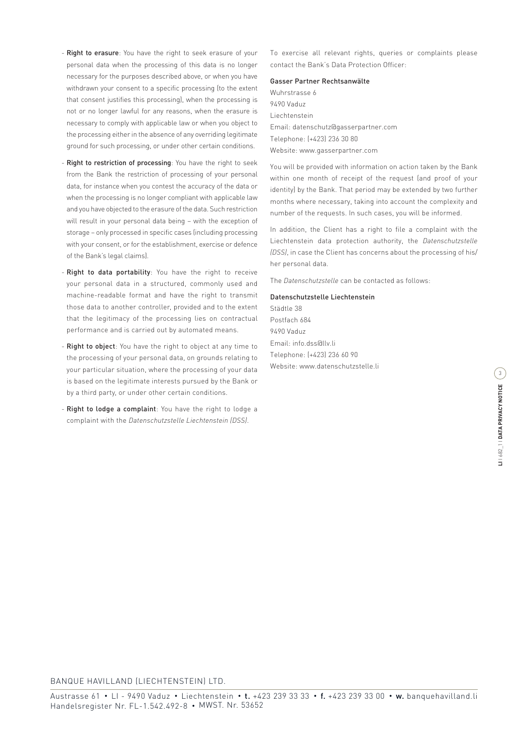- **Right to erasure**: You have the right to seek erasure of your personal data when the processing of this data is no longer necessary for the purposes described above, or when you have withdrawn your consent to a specific processing (to the extent that consent justifies this processing), when the processing is not or no longer lawful for any reasons, when the erasure is necessary to comply with applicable law or when you object to the processing either in the absence of any overriding legitimate ground for such processing, or under other certain conditions.
- **Right to restriction of processing**: You have the right to seek from the Bank the restriction of processing of your personal data, for instance when you contest the accuracy of the data or when the processing is no longer compliant with applicable law and you have objected to the erasure of the data. Such restriction will result in your personal data being – with the exception of storage – only processed in specific cases (including processing with your consent, or for the establishment, exercise or defence of the Bank's legal claims).
- **Right to data portability**: You have the right to receive your personal data in a structured, commonly used and machine-readable format and have the right to transmit those data to another controller, provided and to the extent that the legitimacy of the processing lies on contractual performance and is carried out by automated means.
- **Right to object**: You have the right to object at any time to the processing of your personal data, on grounds relating to your particular situation, where the processing of your data is based on the legitimate interests pursued by the Bank or by a third party, or under other certain conditions.
- **Right to lodge a complaint**: You have the right to lodge a complaint with the *Datenschutzstelle Liechtenstein (DSS)*.

To exercise all relevant rights, queries or complaints please contact the Bank's Data Protection Officer:

**Gasser Partner Rechtsanwälte**
Wuhrstrasse 6
9490 Vaduz
Liechtenstein
Email: datenschutz@gasserpartner.com
Telephone: (+423) 236 30 80
Website: www.gasserpartner.com

You will be provided with information on action taken by the Bank within one month of receipt of the request (and proof of your identity) by the Bank. That period may be extended by two further months where necessary, taking into account the complexity and number of the requests. In such cases, you will be informed.

In addition, the Client has a right to file a complaint with the Liechtenstein data protection authority, the *Datenschutzstelle (DSS)*, in case the Client has concerns about the processing of his/her personal data.

The *Datenschutzstelle* can be contacted as follows:

**Datenschutzstelle Liechtenstein**
Städtle 38
Postfach 684
9490 Vaduz
Email: info.dss@llv.li
Telephone: (+423) 236 60 90
Website: www.datenschutzstelle.li

BANQUE HAVILLAND (LIECHTENSTEIN) LTD.

Austrasse 61 • LI - 9490 Vaduz • Liechtenstein • **t.** +423 239 33 33 • **f.** +423 239 33 00 • **w.** banquehavilland.li
Handelsregister Nr. FL-1.542.492-8 • MWST. Nr. 53652